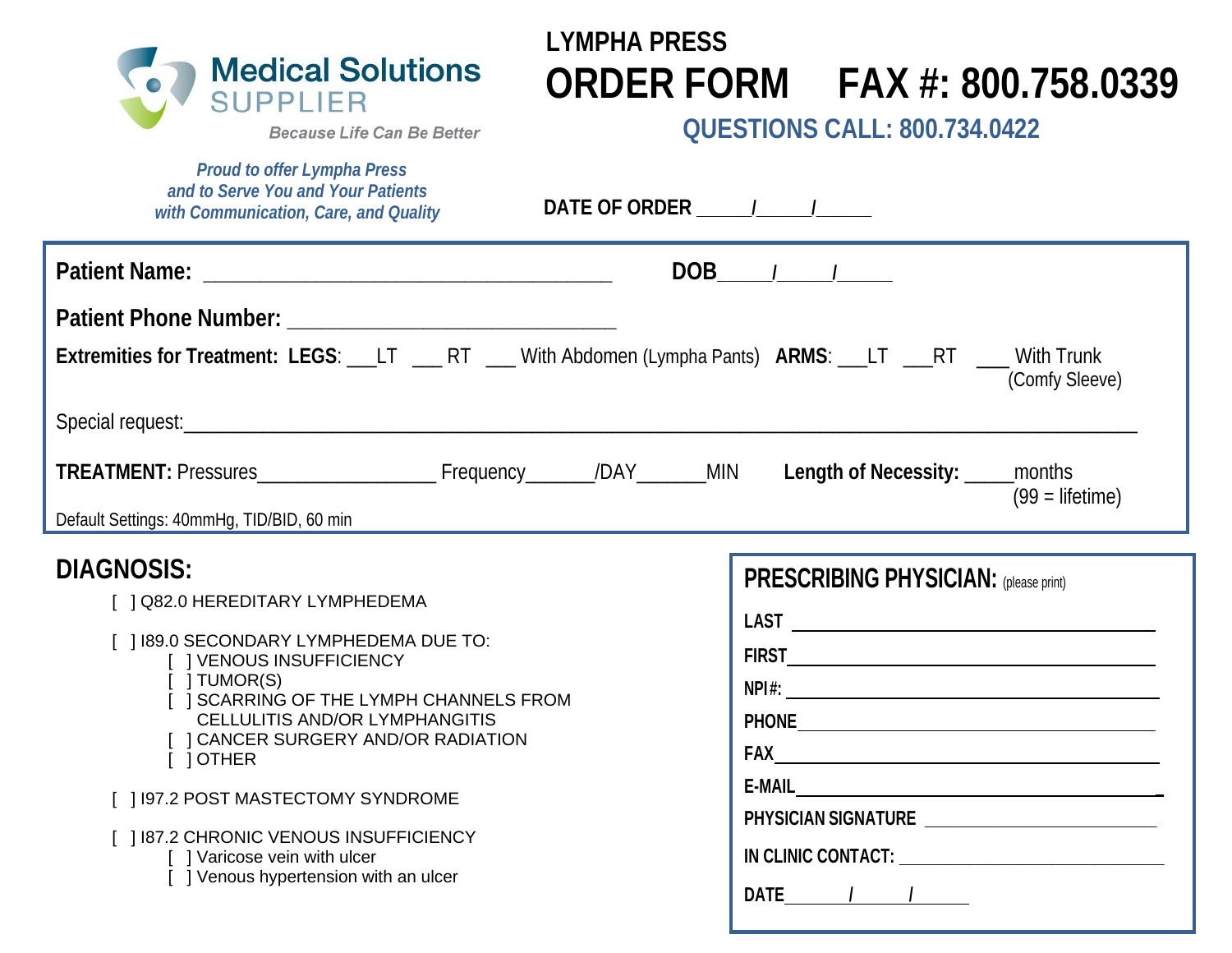**Medical Solutions SUPPLIER**

*Because Life Can Be Better*

*Proud to offer Lympha Press and to Serve You and Your Patients with Communication, Care, and Quality*

# LYMPHA PRESS ORDER FORM FAX #: 800.758.0339

**QUESTIONS CALL: 800.734.0422**

**DATE OF ORDER** _____/_____/_____

**Patient Name:** ________________________________________ **DOB**_____/_____/_____

**Patient Phone Number:** ________________________________

**Extremities for Treatment: LEGS**: ___LT ___ RT ___ With Abdomen (Lympha Pants) **ARMS**: ___LT ___RT ___ With Trunk (Comfy Sleeve)

Special request:________________________________________________________________________________

**TREATMENT:** Pressures_________________ Frequency______/DAY______MIN **Length of Necessity:** _____months (99 = lifetime)

Default Settings: 40mmHg, TID/BID, 60 min

## DIAGNOSIS:

[ ] Q82.0 HEREDITARY LYMPHEDEMA

[ ] I89.0 SECONDARY LYMPHEDEMA DUE TO:
- [ ] VENOUS INSUFFICIENCY
- [ ] TUMOR(S)
- [ ] SCARRING OF THE LYMPH CHANNELS FROM CELLULITIS AND/OR LYMPHANGITIS
- [ ] CANCER SURGERY AND/OR RADIATION
- [ ] OTHER

[ ] I97.2 POST MASTECTOMY SYNDROME

[ ] I87.2 CHRONIC VENOUS INSUFFICIENCY
- [ ] Varicose vein with ulcer
- [ ] Venous hypertension with an ulcer

## PRESCRIBING PHYSICIAN: (please print)

**LAST** ________________________________

**FIRST** ________________________________

**NPI#:** ________________________________

**PHONE** ________________________________

**FAX** ________________________________

**E-MAIL** ________________________________

**PHYSICIAN SIGNATURE** ____________________

**IN CLINIC CONTACT:** ____________________

**DATE**_____/_____/_____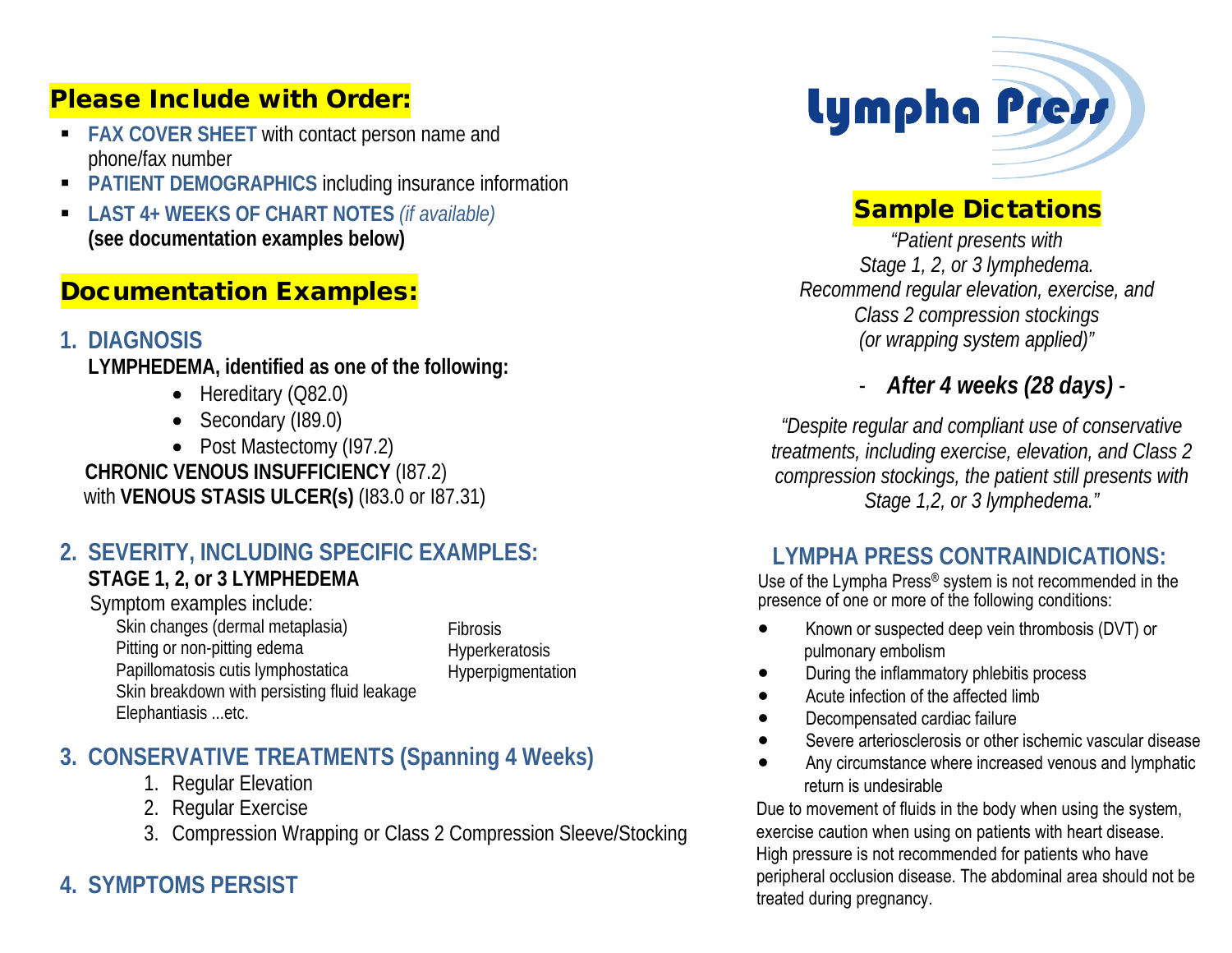## Please Include with Order:

- **FAX COVER SHEET** with contact person name and phone/fax number
- **PATIENT DEMOGRAPHICS** including insurance information
- **LAST 4+ WEEKS OF CHART NOTES** *(if available)* **(see documentation examples below)**

## Documentation Examples:

### 1. DIAGNOSIS

**LYMPHEDEMA, identified as one of the following:**

- Hereditary (Q82.0)
- Secondary (I89.0)
- Post Mastectomy (I97.2)

**CHRONIC VENOUS INSUFFICIENCY** (I87.2) with **VENOUS STASIS ULCER(s)** (I83.0 or I87.31)

### 2. SEVERITY, INCLUDING SPECIFIC EXAMPLES:

**STAGE 1, 2, or 3 LYMPHEDEMA**

Symptom examples include:

Skin changes (dermal metaplasia)
Pitting or non-pitting edema
Papillomatosis cutis lymphostatica
Skin breakdown with persisting fluid leakage
Elephantiasis ...etc.
Fibrosis
Hyperkeratosis
Hyperpigmentation

### 3. CONSERVATIVE TREATMENTS (Spanning 4 Weeks)

1. Regular Elevation
2. Regular Exercise
3. Compression Wrapping or Class 2 Compression Sleeve/Stocking

### 4. SYMPTOMS PERSIST

# Lympha Press

## Sample Dictations

*"Patient presents with Stage 1, 2, or 3 lymphedema. Recommend regular elevation, exercise, and Class 2 compression stockings (or wrapping system applied)"*

- ***After 4 weeks (28 days)*** -

*"Despite regular and compliant use of conservative treatments, including exercise, elevation, and Class 2 compression stockings, the patient still presents with Stage 1,2, or 3 lymphedema."*

## LYMPHA PRESS CONTRAINDICATIONS:

Use of the Lympha Press® system is not recommended in the presence of one or more of the following conditions:

- Known or suspected deep vein thrombosis (DVT) or pulmonary embolism
- During the inflammatory phlebitis process
- Acute infection of the affected limb
- Decompensated cardiac failure
- Severe arteriosclerosis or other ischemic vascular disease
- Any circumstance where increased venous and lymphatic return is undesirable

Due to movement of fluids in the body when using the system, exercise caution when using on patients with heart disease. High pressure is not recommended for patients who have peripheral occlusion disease. The abdominal area should not be treated during pregnancy.